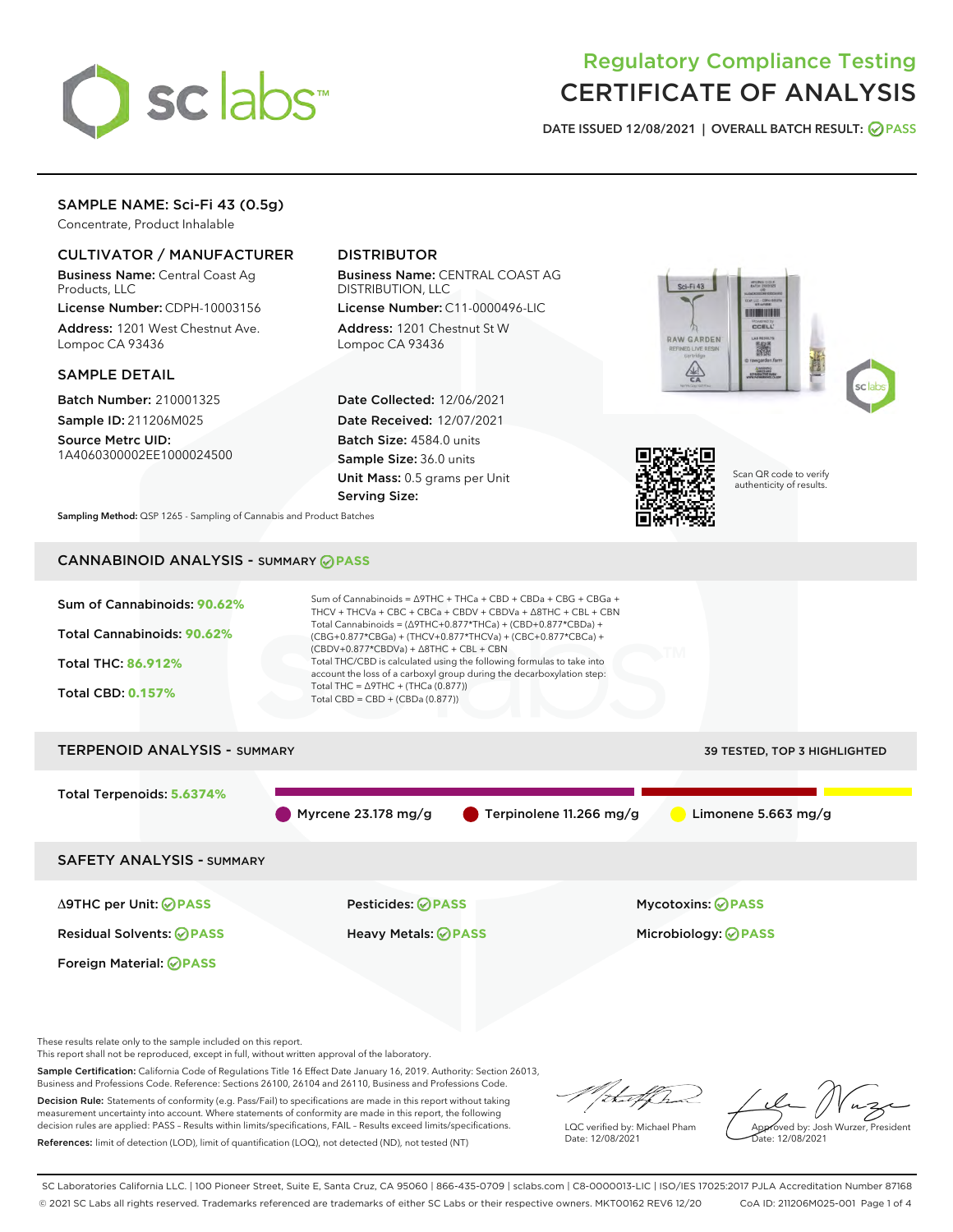# Regulatory Compliance Testing
# CERTIFICATE OF ANALYSIS

DATE ISSUED 12/08/2021 | OVERALL BATCH RESULT: PASS

## SAMPLE NAME: Sci-Fi 43 (0.5g)

Concentrate, Product Inhalable

### CULTIVATOR / MANUFACTURER

**Business Name:** Central Coast Ag Products, LLC
**License Number:** CDPH-10003156
**Address:** 1201 West Chestnut Ave. Lompoc CA 93436

### DISTRIBUTOR

**Business Name:** CENTRAL COAST AG DISTRIBUTION, LLC
**License Number:** C11-0000496-LIC
**Address:** 1201 Chestnut St W Lompoc CA 93436

### SAMPLE DETAIL

**Batch Number:** 210001325
**Sample ID:** 211206M025
**Source Metrc UID:** 1A4060300002EE1000024500

**Date Collected:** 12/06/2021
**Date Received:** 12/07/2021
**Batch Size:** 4584.0 units
**Sample Size:** 36.0 units
**Unit Mass:** 0.5 grams per Unit
**Serving Size:**

Scan QR code to verify authenticity of results.

**Sampling Method:** QSP 1265 - Sampling of Cannabis and Product Batches

## CANNABINOID ANALYSIS - SUMMARY PASS

Sum of Cannabinoids: **90.62%**

Total Cannabinoids: **90.62%**

Total THC: **86.912%**

Total CBD: **0.157%**

Sum of Cannabinoids = Δ9THC + THCa + CBD + CBDa + CBG + CBGa + THCV + THCVa + CBC + CBCa + CBDV + CBDVa + Δ8THC + CBL + CBN
Total Cannabinoids = (Δ9THC+0.877*THCa) + (CBD+0.877*CBDa) + (CBG+0.877*CBGa) + (THCV+0.877*THCVa) + (CBC+0.877*CBCa) + (CBDV+0.877*CBDVa) + Δ8THC + CBL + CBN
Total THC/CBD is calculated using the following formulas to take into account the loss of a carboxyl group during the decarboxylation step:
Total THC = Δ9THC + (THCa (0.877))
Total CBD = CBD + (CBDa (0.877))

## TERPENOID ANALYSIS - SUMMARY

39 TESTED, TOP 3 HIGHLIGHTED

Total Terpenoids: **5.6374%**

Myrcene 23.178 mg/g | Terpinolene 11.266 mg/g | Limonene 5.663 mg/g

## SAFETY ANALYSIS - SUMMARY

Δ9THC per Unit: PASS
Pesticides: PASS
Mycotoxins: PASS
Residual Solvents: PASS
Heavy Metals: PASS
Microbiology: PASS
Foreign Material: PASS

These results relate only to the sample included on this report.
This report shall not be reproduced, except in full, without written approval of the laboratory.

**Sample Certification:** California Code of Regulations Title 16 Effect Date January 16, 2019. Authority: Section 26013, Business and Professions Code. Reference: Sections 26100, 26104 and 26110, Business and Professions Code.

**Decision Rule:** Statements of conformity (e.g. Pass/Fail) to specifications are made in this report without taking measurement uncertainty into account. Where statements of conformity are made in this report, the following decision rules are applied: PASS – Results within limits/specifications, FAIL – Results exceed limits/specifications.

**References:** limit of detection (LOD), limit of quantification (LOQ), not detected (ND), not tested (NT)

LQC verified by: Michael Pham
Date: 12/08/2021

Approved by: Josh Wurzer, President
Date: 12/08/2021

SC Laboratories California LLC. | 100 Pioneer Street, Suite E, Santa Cruz, CA 95060 | 866-435-0709 | sclabs.com | C8-0000013-LIC | ISO/IES 17025:2017 PJLA Accreditation Number 87168
© 2021 SC Labs all rights reserved. Trademarks referenced are trademarks of either SC Labs or their respective owners. MKT00162 REV6 12/20 CoA ID: 211206M025-001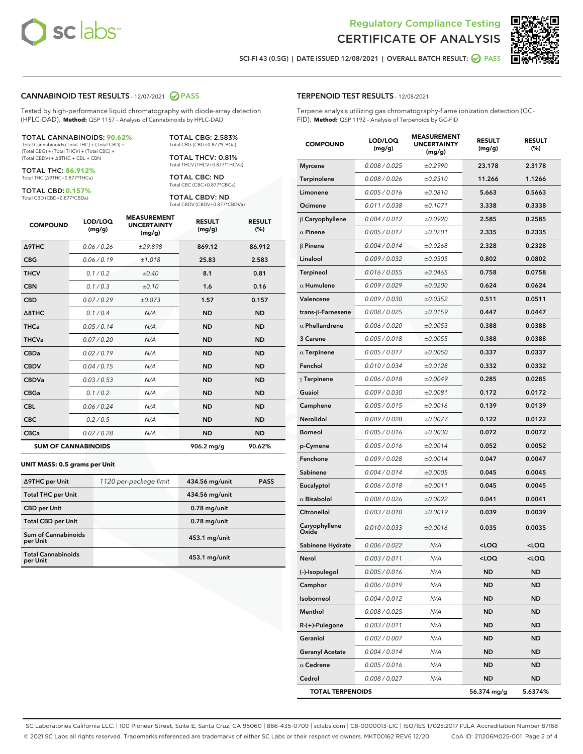Regulatory Compliance Testing
# CERTIFICATE OF ANALYSIS

SCI-FI 43 (0.5G) | DATE ISSUED 12/08/2021 | OVERALL BATCH RESULT: PASS

## CANNABINOID TEST RESULTS - 12/07/2021 PASS

Tested by high-performance liquid chromatography with diode-array detection (HPLC-DAD). **Method:** QSP 1157 - Analysis of Cannabinoids by HPLC-DAD

**TOTAL CANNABINOIDS: 90.62%**
Total Cannabinoids (Total THC) + (Total CBD) + (Total CBG) + (Total THCV) + (Total CBC) + (Total CBDV) + Δ8THC + CBL + CBN

**TOTAL THC: 86.912%**
Total THC (Δ9THC+0.877*THCa)

**TOTAL CBD: 0.157%**
Total CBD (CBD+0.877*CBDa)

**TOTAL CBG: 2.583%**
Total CBG (CBG+0.877*CBGa)

**TOTAL THCV: 0.81%**
Total THCV (THCV+0.877*THCVa)

**TOTAL CBC: ND**
Total CBC (CBC+0.877*CBCa)

**TOTAL CBDV: ND**
Total CBDV (CBDV+0.877*CBDVa)

| COMPOUND | LOD/LOQ (mg/g) | MEASUREMENT UNCERTAINTY (mg/g) | RESULT (mg/g) | RESULT (%) |
|---|---|---|---|---|
| Δ9THC | 0.06 / 0.26 | ±29.898 | 869.12 | 86.912 |
| CBG | 0.06 / 0.19 | ±1.018 | 25.83 | 2.583 |
| THCV | 0.1 / 0.2 | ±0.40 | 8.1 | 0.81 |
| CBN | 0.1 / 0.3 | ±0.10 | 1.6 | 0.16 |
| CBD | 0.07 / 0.29 | ±0.073 | 1.57 | 0.157 |
| Δ8THC | 0.1 / 0.4 | N/A | ND | ND |
| THCa | 0.05 / 0.14 | N/A | ND | ND |
| THCVa | 0.07 / 0.20 | N/A | ND | ND |
| CBDa | 0.02 / 0.19 | N/A | ND | ND |
| CBDV | 0.04 / 0.15 | N/A | ND | ND |
| CBDVa | 0.03 / 0.53 | N/A | ND | ND |
| CBGa | 0.1 / 0.2 | N/A | ND | ND |
| CBL | 0.06 / 0.24 | N/A | ND | ND |
| CBC | 0.2 / 0.5 | N/A | ND | ND |
| CBCa | 0.07 / 0.28 | N/A | ND | ND |
| **SUM OF CANNABINOIDS** | | | **906.2 mg/g** | **90.62%** |

**UNIT MASS: 0.5 grams per Unit**

| | | | |
|---|---|---|---|
| Δ9THC per Unit | 1120 per-package limit | 434.56 mg/unit | PASS |
| Total THC per Unit | | 434.56 mg/unit | |
| CBD per Unit | | 0.78 mg/unit | |
| Total CBD per Unit | | 0.78 mg/unit | |
| Sum of Cannabinoids per Unit | | 453.1 mg/unit | |
| Total Cannabinoids per Unit | | 453.1 mg/unit | |

## TERPENOID TEST RESULTS - 12/08/2021

Terpene analysis utilizing gas chromatography-flame ionization detection (GC-FID). **Method:** QSP 1192 - Analysis of Terpenoids by GC-FID

| COMPOUND | LOD/LOQ (mg/g) | MEASUREMENT UNCERTAINTY (mg/g) | RESULT (mg/g) | RESULT (%) |
|---|---|---|---|---|
| Myrcene | 0.008 / 0.025 | ±0.2990 | 23.178 | 2.3178 |
| Terpinolene | 0.008 / 0.026 | ±0.2310 | 11.266 | 1.1266 |
| Limonene | 0.005 / 0.016 | ±0.0810 | 5.663 | 0.5663 |
| Ocimene | 0.011 / 0.038 | ±0.1071 | 3.338 | 0.3338 |
| β Caryophyllene | 0.004 / 0.012 | ±0.0920 | 2.585 | 0.2585 |
| α Pinene | 0.005 / 0.017 | ±0.0201 | 2.335 | 0.2335 |
| β Pinene | 0.004 / 0.014 | ±0.0268 | 2.328 | 0.2328 |
| Linalool | 0.009 / 0.032 | ±0.0305 | 0.802 | 0.0802 |
| Terpineol | 0.016 / 0.055 | ±0.0465 | 0.758 | 0.0758 |
| α Humulene | 0.009 / 0.029 | ±0.0200 | 0.624 | 0.0624 |
| Valencene | 0.009 / 0.030 | ±0.0352 | 0.511 | 0.0511 |
| trans-β-Farnesene | 0.008 / 0.025 | ±0.0159 | 0.447 | 0.0447 |
| α Phellandrene | 0.006 / 0.020 | ±0.0053 | 0.388 | 0.0388 |
| 3 Carene | 0.005 / 0.018 | ±0.0055 | 0.388 | 0.0388 |
| α Terpinene | 0.005 / 0.017 | ±0.0050 | 0.337 | 0.0337 |
| Fenchol | 0.010 / 0.034 | ±0.0128 | 0.332 | 0.0332 |
| γ Terpinene | 0.006 / 0.018 | ±0.0049 | 0.285 | 0.0285 |
| Guaiol | 0.009 / 0.030 | ±0.0081 | 0.172 | 0.0172 |
| Camphene | 0.005 / 0.015 | ±0.0016 | 0.139 | 0.0139 |
| Nerolidol | 0.009 / 0.028 | ±0.0077 | 0.122 | 0.0122 |
| Borneol | 0.005 / 0.016 | ±0.0030 | 0.072 | 0.0072 |
| p-Cymene | 0.005 / 0.016 | ±0.0014 | 0.052 | 0.0052 |
| Fenchone | 0.009 / 0.028 | ±0.0014 | 0.047 | 0.0047 |
| Sabinene | 0.004 / 0.014 | ±0.0005 | 0.045 | 0.0045 |
| Eucalyptol | 0.006 / 0.018 | ±0.0011 | 0.045 | 0.0045 |
| α Bisabolol | 0.008 / 0.026 | ±0.0022 | 0.041 | 0.0041 |
| Citronellol | 0.003 / 0.010 | ±0.0019 | 0.039 | 0.0039 |
| Caryophyllene Oxide | 0.010 / 0.033 | ±0.0016 | 0.035 | 0.0035 |
| Sabinene Hydrate | 0.006 / 0.022 | N/A | <LOQ | <LOQ |
| Nerol | 0.003 / 0.011 | N/A | <LOQ | <LOQ |
| (-)-Isopulegol | 0.005 / 0.016 | N/A | ND | ND |
| Camphor | 0.006 / 0.019 | N/A | ND | ND |
| Isoborneol | 0.004 / 0.012 | N/A | ND | ND |
| Menthol | 0.008 / 0.025 | N/A | ND | ND |
| R-(+)-Pulegone | 0.003 / 0.011 | N/A | ND | ND |
| Geraniol | 0.002 / 0.007 | N/A | ND | ND |
| Geranyl Acetate | 0.004 / 0.014 | N/A | ND | ND |
| α Cedrene | 0.005 / 0.016 | N/A | ND | ND |
| Cedrol | 0.008 / 0.027 | N/A | ND | ND |
| **TOTAL TERPENOIDS** | | | **56.374 mg/g** | **5.6374%** |

SC Laboratories California LLC. | 100 Pioneer Street, Suite E, Santa Cruz, CA 95060 | 866-435-0709 | sclabs.com | C8-0000013-LIC | ISO/IES 17025:2017 PJLA Accreditation Number 87168
© 2021 SC Labs all rights reserved. Trademarks referenced are trademarks of either SC Labs or their respective owners. MKT00162 REV6 12/20 CoA ID: 211206M025-001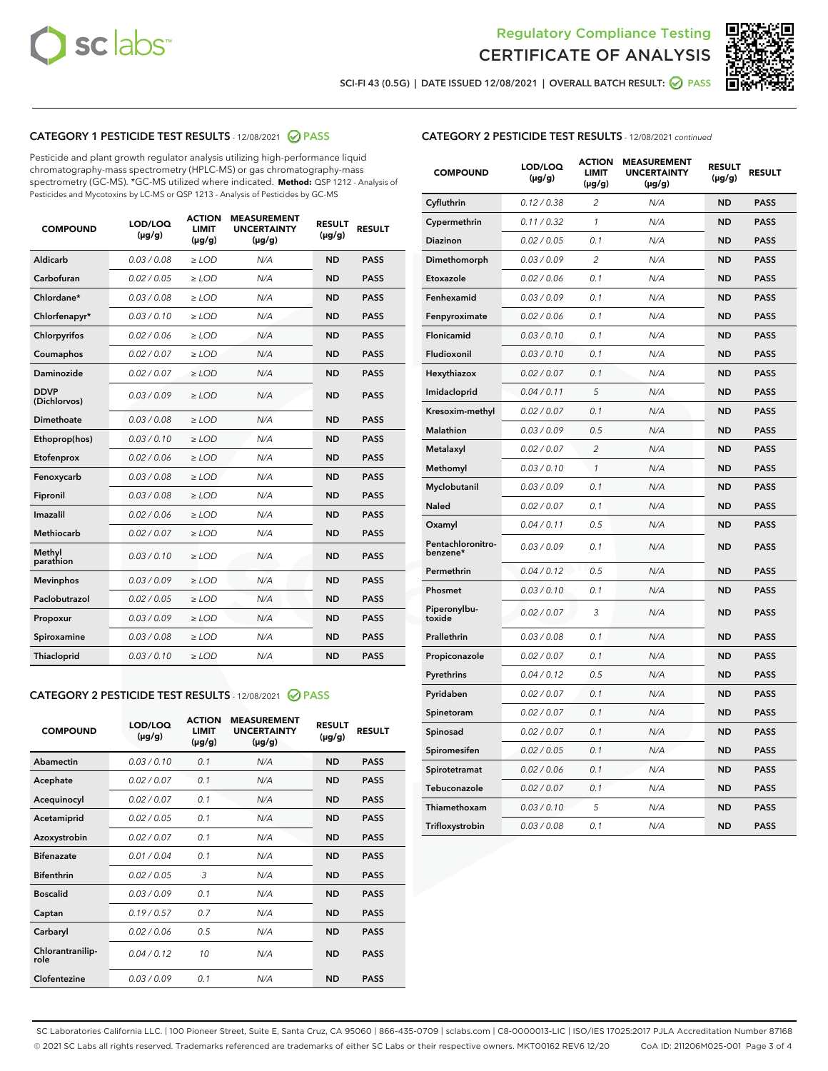Regulatory Compliance Testing

# CERTIFICATE OF ANALYSIS

SCI-FI 43 (0.5G) | DATE ISSUED 12/08/2021 | OVERALL BATCH RESULT: PASS

## CATEGORY 1 PESTICIDE TEST RESULTS - 12/08/2021 PASS

Pesticide and plant growth regulator analysis utilizing high-performance liquid chromatography-mass spectrometry (HPLC-MS) or gas chromatography-mass spectrometry (GC-MS). *GC-MS utilized where indicated. **Method:** QSP 1212 - Analysis of Pesticides and Mycotoxins by LC-MS or QSP 1213 - Analysis of Pesticides by GC-MS

| COMPOUND | LOD/LOQ (µg/g) | ACTION LIMIT (µg/g) | MEASUREMENT UNCERTAINTY (µg/g) | RESULT (µg/g) | RESULT |
|---|---|---|---|---|---|
| Aldicarb | 0.03 / 0.08 | ≥ LOD | N/A | ND | PASS |
| Carbofuran | 0.02 / 0.05 | ≥ LOD | N/A | ND | PASS |
| Chlordane* | 0.03 / 0.08 | ≥ LOD | N/A | ND | PASS |
| Chlorfenapyr* | 0.03 / 0.10 | ≥ LOD | N/A | ND | PASS |
| Chlorpyrifos | 0.02 / 0.06 | ≥ LOD | N/A | ND | PASS |
| Coumaphos | 0.02 / 0.07 | ≥ LOD | N/A | ND | PASS |
| Daminozide | 0.02 / 0.07 | ≥ LOD | N/A | ND | PASS |
| DDVP (Dichlorvos) | 0.03 / 0.09 | ≥ LOD | N/A | ND | PASS |
| Dimethoate | 0.03 / 0.08 | ≥ LOD | N/A | ND | PASS |
| Ethoprop(hos) | 0.03 / 0.10 | ≥ LOD | N/A | ND | PASS |
| Etofenprox | 0.02 / 0.06 | ≥ LOD | N/A | ND | PASS |
| Fenoxycarb | 0.03 / 0.08 | ≥ LOD | N/A | ND | PASS |
| Fipronil | 0.03 / 0.08 | ≥ LOD | N/A | ND | PASS |
| Imazalil | 0.02 / 0.06 | ≥ LOD | N/A | ND | PASS |
| Methiocarb | 0.02 / 0.07 | ≥ LOD | N/A | ND | PASS |
| Methyl parathion | 0.03 / 0.10 | ≥ LOD | N/A | ND | PASS |
| Mevinphos | 0.03 / 0.09 | ≥ LOD | N/A | ND | PASS |
| Paclobutrazol | 0.02 / 0.05 | ≥ LOD | N/A | ND | PASS |
| Propoxur | 0.03 / 0.09 | ≥ LOD | N/A | ND | PASS |
| Spiroxamine | 0.03 / 0.08 | ≥ LOD | N/A | ND | PASS |
| Thiacloprid | 0.03 / 0.10 | ≥ LOD | N/A | ND | PASS |

## CATEGORY 2 PESTICIDE TEST RESULTS - 12/08/2021 PASS

| COMPOUND | LOD/LOQ (µg/g) | ACTION LIMIT (µg/g) | MEASUREMENT UNCERTAINTY (µg/g) | RESULT (µg/g) | RESULT |
|---|---|---|---|---|---|
| Abamectin | 0.03 / 0.10 | 0.1 | N/A | ND | PASS |
| Acephate | 0.02 / 0.07 | 0.1 | N/A | ND | PASS |
| Acequinocyl | 0.02 / 0.07 | 0.1 | N/A | ND | PASS |
| Acetamiprid | 0.02 / 0.05 | 0.1 | N/A | ND | PASS |
| Azoxystrobin | 0.02 / 0.07 | 0.1 | N/A | ND | PASS |
| Bifenazate | 0.01 / 0.04 | 0.1 | N/A | ND | PASS |
| Bifenthrin | 0.02 / 0.05 | 3 | N/A | ND | PASS |
| Boscalid | 0.03 / 0.09 | 0.1 | N/A | ND | PASS |
| Captan | 0.19 / 0.57 | 0.7 | N/A | ND | PASS |
| Carbaryl | 0.02 / 0.06 | 0.5 | N/A | ND | PASS |
| Chlorantraniliprole | 0.04 / 0.12 | 10 | N/A | ND | PASS |
| Clofentezine | 0.03 / 0.09 | 0.1 | N/A | ND | PASS |
| Cyfluthrin | 0.12 / 0.38 | 2 | N/A | ND | PASS |
| Cypermethrin | 0.11 / 0.32 | 1 | N/A | ND | PASS |
| Diazinon | 0.02 / 0.05 | 0.1 | N/A | ND | PASS |
| Dimethomorph | 0.03 / 0.09 | 2 | N/A | ND | PASS |
| Etoxazole | 0.02 / 0.06 | 0.1 | N/A | ND | PASS |
| Fenhexamid | 0.03 / 0.09 | 0.1 | N/A | ND | PASS |
| Fenpyroximate | 0.02 / 0.06 | 0.1 | N/A | ND | PASS |
| Flonicamid | 0.03 / 0.10 | 0.1 | N/A | ND | PASS |
| Fludioxonil | 0.03 / 0.10 | 0.1 | N/A | ND | PASS |
| Hexythiazox | 0.02 / 0.07 | 0.1 | N/A | ND | PASS |
| Imidacloprid | 0.04 / 0.11 | 5 | N/A | ND | PASS |
| Kresoxim-methyl | 0.02 / 0.07 | 0.1 | N/A | ND | PASS |
| Malathion | 0.03 / 0.09 | 0.5 | N/A | ND | PASS |
| Metalaxyl | 0.02 / 0.07 | 2 | N/A | ND | PASS |
| Methomyl | 0.03 / 0.10 | 1 | N/A | ND | PASS |
| Myclobutanil | 0.03 / 0.09 | 0.1 | N/A | ND | PASS |
| Naled | 0.02 / 0.07 | 0.1 | N/A | ND | PASS |
| Oxamyl | 0.04 / 0.11 | 0.5 | N/A | ND | PASS |
| Pentachloronitrobenzene* | 0.03 / 0.09 | 0.1 | N/A | ND | PASS |
| Permethrin | 0.04 / 0.12 | 0.5 | N/A | ND | PASS |
| Phosmet | 0.03 / 0.10 | 0.1 | N/A | ND | PASS |
| Piperonylbutoxide | 0.02 / 0.07 | 3 | N/A | ND | PASS |
| Prallethrin | 0.03 / 0.08 | 0.1 | N/A | ND | PASS |
| Propiconazole | 0.02 / 0.07 | 0.1 | N/A | ND | PASS |
| Pyrethrins | 0.04 / 0.12 | 0.5 | N/A | ND | PASS |
| Pyridaben | 0.02 / 0.07 | 0.1 | N/A | ND | PASS |
| Spinetoram | 0.02 / 0.07 | 0.1 | N/A | ND | PASS |
| Spinosad | 0.02 / 0.07 | 0.1 | N/A | ND | PASS |
| Spiromesifen | 0.02 / 0.05 | 0.1 | N/A | ND | PASS |
| Spirotetramat | 0.02 / 0.06 | 0.1 | N/A | ND | PASS |
| Tebuconazole | 0.02 / 0.07 | 0.1 | N/A | ND | PASS |
| Thiamethoxam | 0.03 / 0.10 | 5 | N/A | ND | PASS |
| Trifloxystrobin | 0.03 / 0.08 | 0.1 | N/A | ND | PASS |

SC Laboratories California LLC. | 100 Pioneer Street, Suite E, Santa Cruz, CA 95060 | 866-435-0709 | sclabs.com | C8-0000013-LIC | ISO/IES 17025:2017 PJLA Accreditation Number 87168
© 2021 SC Labs all rights reserved. Trademarks referenced are trademarks of either SC Labs or their respective owners. MKT00162 REV6 12/20 CoA ID: 211206M025-001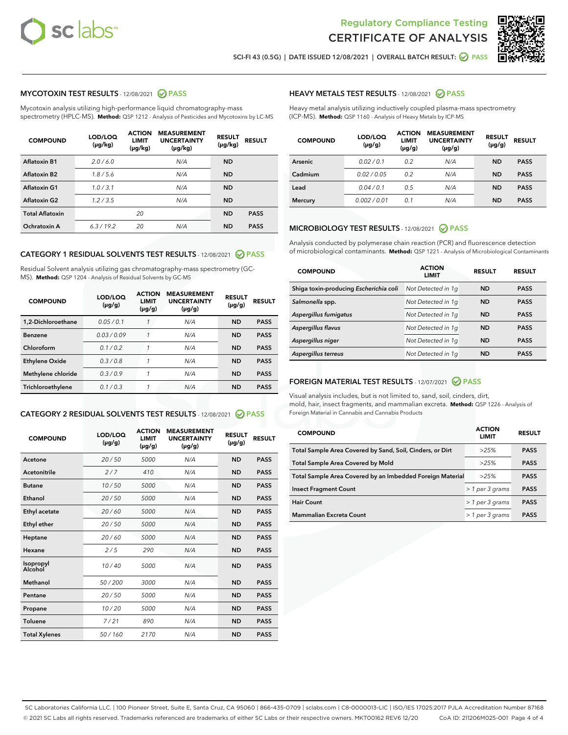Regulatory Compliance Testing

# CERTIFICATE OF ANALYSIS

SCI-FI 43 (0.5G) | DATE ISSUED 12/08/2021 | OVERALL BATCH RESULT: PASS

## MYCOTOXIN TEST RESULTS - 12/08/2021 PASS

Mycotoxin analysis utilizing high-performance liquid chromatography-mass spectrometry (HPLC-MS). **Method:** QSP 1212 - Analysis of Pesticides and Mycotoxins by LC-MS

| COMPOUND | LOD/LOQ (µg/kg) | ACTION LIMIT (µg/kg) | MEASUREMENT UNCERTAINTY (µg/kg) | RESULT (µg/kg) | RESULT |
|---|---|---|---|---|---|
| Aflatoxin B1 | 2.0 / 6.0 | | N/A | ND | |
| Aflatoxin B2 | 1.8 / 5.6 | | N/A | ND | |
| Aflatoxin G1 | 1.0 / 3.1 | | N/A | ND | |
| Aflatoxin G2 | 1.2 / 3.5 | | N/A | ND | |
| Total Aflatoxin | | 20 | | ND | PASS |
| Ochratoxin A | 6.3 / 19.2 | 20 | N/A | ND | PASS |

## CATEGORY 1 RESIDUAL SOLVENTS TEST RESULTS - 12/08/2021 PASS

Residual Solvent analysis utilizing gas chromatography-mass spectrometry (GC-MS). **Method:** QSP 1204 - Analysis of Residual Solvents by GC-MS

| COMPOUND | LOD/LOQ (µg/g) | ACTION LIMIT (µg/g) | MEASUREMENT UNCERTAINTY (µg/g) | RESULT (µg/g) | RESULT |
|---|---|---|---|---|---|
| 1,2-Dichloroethane | 0.05 / 0.1 | 1 | N/A | ND | PASS |
| Benzene | 0.03 / 0.09 | 1 | N/A | ND | PASS |
| Chloroform | 0.1 / 0.2 | 1 | N/A | ND | PASS |
| Ethylene Oxide | 0.3 / 0.8 | 1 | N/A | ND | PASS |
| Methylene chloride | 0.3 / 0.9 | 1 | N/A | ND | PASS |
| Trichloroethylene | 0.1 / 0.3 | 1 | N/A | ND | PASS |

## CATEGORY 2 RESIDUAL SOLVENTS TEST RESULTS - 12/08/2021 PASS

| COMPOUND | LOD/LOQ (µg/g) | ACTION LIMIT (µg/g) | MEASUREMENT UNCERTAINTY (µg/g) | RESULT (µg/g) | RESULT |
|---|---|---|---|---|---|
| Acetone | 20 / 50 | 5000 | N/A | ND | PASS |
| Acetonitrile | 2 / 7 | 410 | N/A | ND | PASS |
| Butane | 10 / 50 | 5000 | N/A | ND | PASS |
| Ethanol | 20 / 50 | 5000 | N/A | ND | PASS |
| Ethyl acetate | 20 / 60 | 5000 | N/A | ND | PASS |
| Ethyl ether | 20 / 50 | 5000 | N/A | ND | PASS |
| Heptane | 20 / 60 | 5000 | N/A | ND | PASS |
| Hexane | 2 / 5 | 290 | N/A | ND | PASS |
| Isopropyl Alcohol | 10 / 40 | 5000 | N/A | ND | PASS |
| Methanol | 50 / 200 | 3000 | N/A | ND | PASS |
| Pentane | 20 / 50 | 5000 | N/A | ND | PASS |
| Propane | 10 / 20 | 5000 | N/A | ND | PASS |
| Toluene | 7 / 21 | 890 | N/A | ND | PASS |
| Total Xylenes | 50 / 160 | 2170 | N/A | ND | PASS |

## HEAVY METALS TEST RESULTS - 12/08/2021 PASS

Heavy metal analysis utilizing inductively coupled plasma-mass spectrometry (ICP-MS). **Method:** QSP 1160 - Analysis of Heavy Metals by ICP-MS

| COMPOUND | LOD/LOQ (µg/g) | ACTION LIMIT (µg/g) | MEASUREMENT UNCERTAINTY (µg/g) | RESULT (µg/g) | RESULT |
|---|---|---|---|---|---|
| Arsenic | 0.02 / 0.1 | 0.2 | N/A | ND | PASS |
| Cadmium | 0.02 / 0.05 | 0.2 | N/A | ND | PASS |
| Lead | 0.04 / 0.1 | 0.5 | N/A | ND | PASS |
| Mercury | 0.002 / 0.01 | 0.1 | N/A | ND | PASS |

## MICROBIOLOGY TEST RESULTS - 12/08/2021 PASS

Analysis conducted by polymerase chain reaction (PCR) and fluorescence detection of microbiological contaminants. **Method:** QSP 1221 - Analysis of Microbiological Contaminants

| COMPOUND | ACTION LIMIT | RESULT | RESULT |
|---|---|---|---|
| Shiga toxin-producing *Escherichia coli* | Not Detected in 1g | ND | PASS |
| *Salmonella* spp. | Not Detected in 1g | ND | PASS |
| *Aspergillus fumigatus* | Not Detected in 1g | ND | PASS |
| *Aspergillus flavus* | Not Detected in 1g | ND | PASS |
| *Aspergillus niger* | Not Detected in 1g | ND | PASS |
| *Aspergillus terreus* | Not Detected in 1g | ND | PASS |

## FOREIGN MATERIAL TEST RESULTS - 12/07/2021 PASS

Visual analysis includes, but is not limited to, sand, soil, cinders, dirt, mold, hair, insect fragments, and mammalian excreta. **Method:** QSP 1226 - Analysis of Foreign Material in Cannabis and Cannabis Products

| COMPOUND | ACTION LIMIT | RESULT |
|---|---|---|
| Total Sample Area Covered by Sand, Soil, Cinders, or Dirt | >25% | PASS |
| Total Sample Area Covered by Mold | >25% | PASS |
| Total Sample Area Covered by an Imbedded Foreign Material | >25% | PASS |
| Insect Fragment Count | > 1 per 3 grams | PASS |
| Hair Count | > 1 per 3 grams | PASS |
| Mammalian Excreta Count | > 1 per 3 grams | PASS |

SC Laboratories California LLC. | 100 Pioneer Street, Suite E, Santa Cruz, CA 95060 | 866-435-0709 | sclabs.com | C8-0000013-LIC | ISO/IES 17025:2017 PJLA Accreditation Number 87168
© 2021 SC Labs all rights reserved. Trademarks referenced are trademarks of either SC Labs or their respective owners. MKT00162 REV6 12/20 CoA ID: 211206M025-001